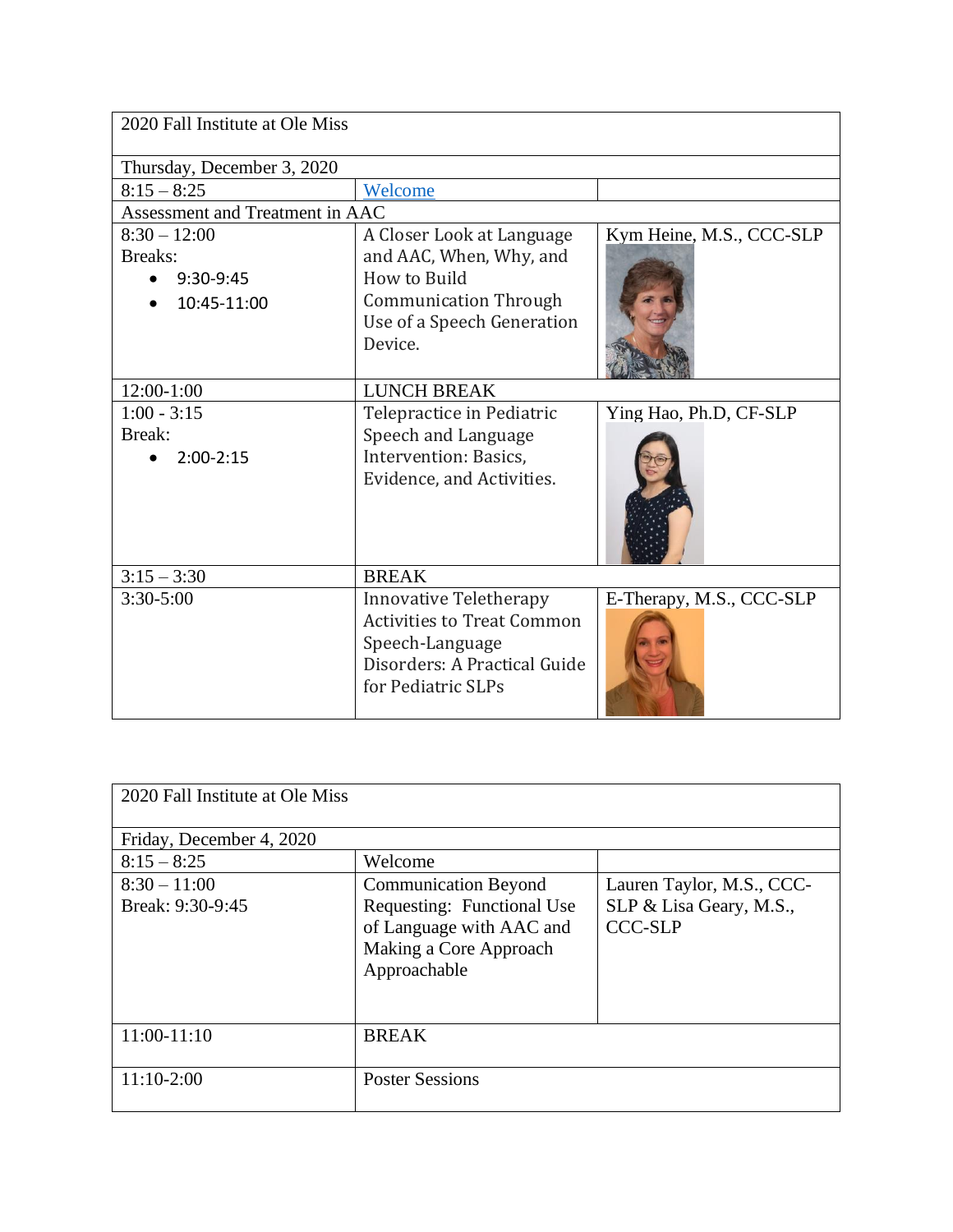| 2020 Fall Institute at Ole Miss | | |
|---|---|---|
| Thursday, December 3, 2020 | | |
| 8:15 – 8:25 | Welcome | |
| Assessment and Treatment in AAC | | |
| 8:30 – 12:00<br>Breaks:<br>• 9:30-9:45<br>• 10:45-11:00 | A Closer Look at Language and AAC, When, Why, and How to Build Communication Through Use of a Speech Generation Device. | Kym Heine, M.S., CCC-SLP |
| 12:00-1:00 | LUNCH BREAK | |
| 1:00 - 3:15<br>Break:<br>• 2:00-2:15 | Telepractice in Pediatric Speech and Language Intervention: Basics, Evidence, and Activities. | Ying Hao, Ph.D, CF-SLP |
| 3:15 – 3:30 | BREAK | |
| 3:30-5:00 | Innovative Teletherapy Activities to Treat Common Speech-Language Disorders: A Practical Guide for Pediatric SLPs | E-Therapy, M.S., CCC-SLP |

| 2020 Fall Institute at Ole Miss | | |
|---|---|---|
| Friday, December 4, 2020 | | |
| 8:15 – 8:25 | Welcome | |
| 8:30 – 11:00<br>Break: 9:30-9:45 | Communication Beyond Requesting: Functional Use of Language with AAC and Making a Core Approach Approachable | Lauren Taylor, M.S., CCC-SLP & Lisa Geary, M.S., CCC-SLP |
| 11:00-11:10 | BREAK | |
| 11:10-2:00 | Poster Sessions | |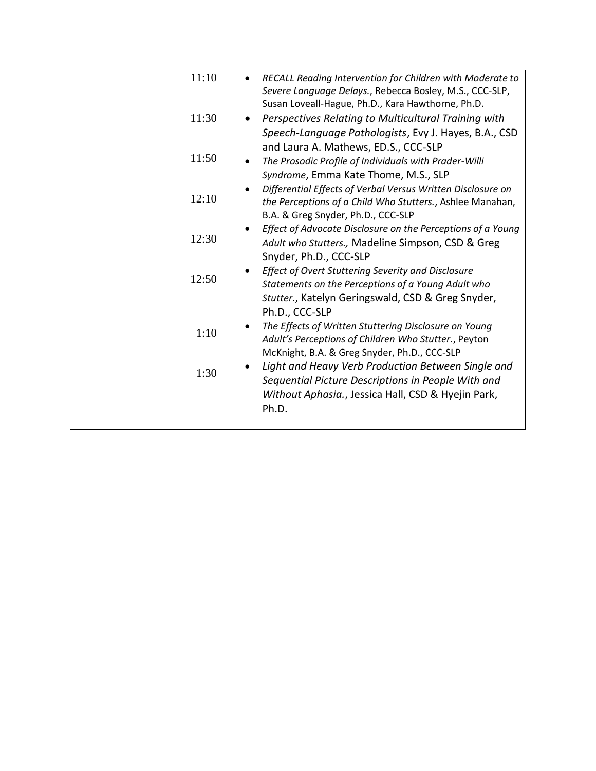| | |
|---|---|
| 11:10 | • *RECALL Reading Intervention for Children with Moderate to Severe Language Delays.*, Rebecca Bosley, M.S., CCC-SLP, Susan Loveall-Hague, Ph.D., Kara Hawthorne, Ph.D. |
| 11:30 | • *Perspectives Relating to Multicultural Training with Speech-Language Pathologists*, Evy J. Hayes, B.A., CSD and Laura A. Mathews, ED.S., CCC-SLP |
| 11:50 | • *The Prosodic Profile of Individuals with Prader-Willi Syndrome*, Emma Kate Thome, M.S., SLP |
| 12:10 | • *Differential Effects of Verbal Versus Written Disclosure on the Perceptions of a Child Who Stutters.*, Ashlee Manahan, B.A. & Greg Snyder, Ph.D., CCC-SLP |
| 12:30 | • *Effect of Advocate Disclosure on the Perceptions of a Young Adult who Stutters.,* Madeline Simpson, CSD & Greg Snyder, Ph.D., CCC-SLP |
| 12:50 | • *Effect of Overt Stuttering Severity and Disclosure Statements on the Perceptions of a Young Adult who Stutter.*, Katelyn Geringswald, CSD & Greg Snyder, Ph.D., CCC-SLP |
| 1:10 | • *The Effects of Written Stuttering Disclosure on Young Adult's Perceptions of Children Who Stutter.*, Peyton McKnight, B.A. & Greg Snyder, Ph.D., CCC-SLP |
| 1:30 | • *Light and Heavy Verb Production Between Single and Sequential Picture Descriptions in People With and Without Aphasia.*, Jessica Hall, CSD & Hyejin Park, Ph.D. |